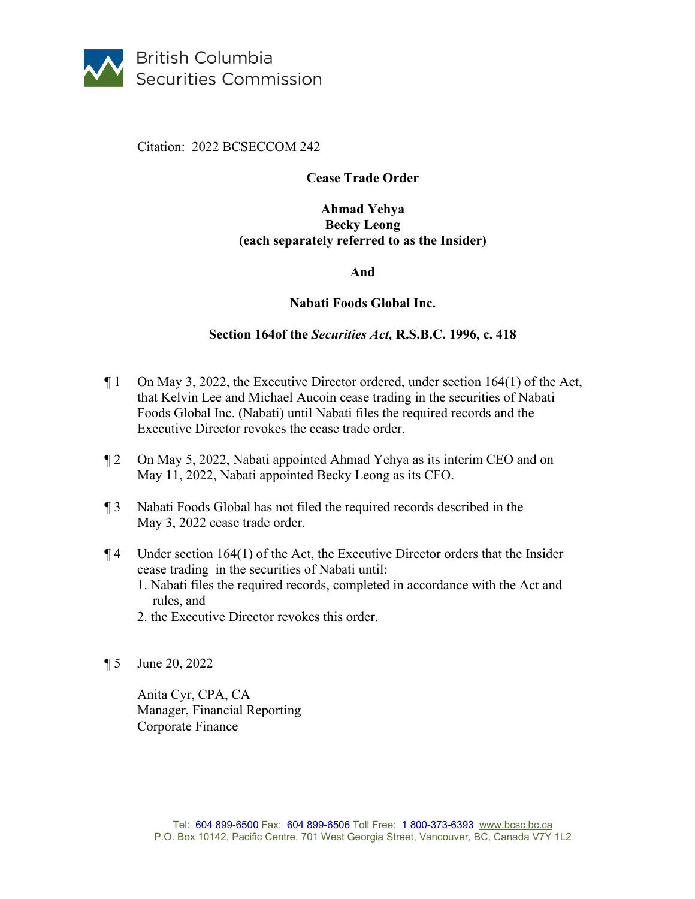British Columbia Securities Commission

Citation: 2022 BCSECCOM 242

**Cease Trade Order**

**Ahmad Yehya**
**Becky Leong**
**(each separately referred to as the Insider)**

**And**

**Nabati Foods Global Inc.**

**Section 164of the *Securities Act,* R.S.B.C. 1996, c. 418**

¶ 1 On May 3, 2022, the Executive Director ordered, under section 164(1) of the Act, that Kelvin Lee and Michael Aucoin cease trading in the securities of Nabati Foods Global Inc. (Nabati) until Nabati files the required records and the Executive Director revokes the cease trade order.

¶ 2 On May 5, 2022, Nabati appointed Ahmad Yehya as its interim CEO and on May 11, 2022, Nabati appointed Becky Leong as its CFO.

¶ 3 Nabati Foods Global has not filed the required records described in the May 3, 2022 cease trade order.

¶ 4 Under section 164(1) of the Act, the Executive Director orders that the Insider cease trading in the securities of Nabati until:

1. Nabati files the required records, completed in accordance with the Act and rules, and
2. the Executive Director revokes this order.

¶ 5 June 20, 2022

Anita Cyr, CPA, CA
Manager, Financial Reporting
Corporate Finance

Tel: 604 899-6500 Fax: 604 899-6506 Toll Free: 1 800-373-6393 www.bcsc.bc.ca
P.O. Box 10142, Pacific Centre, 701 West Georgia Street, Vancouver, BC, Canada V7Y 1L2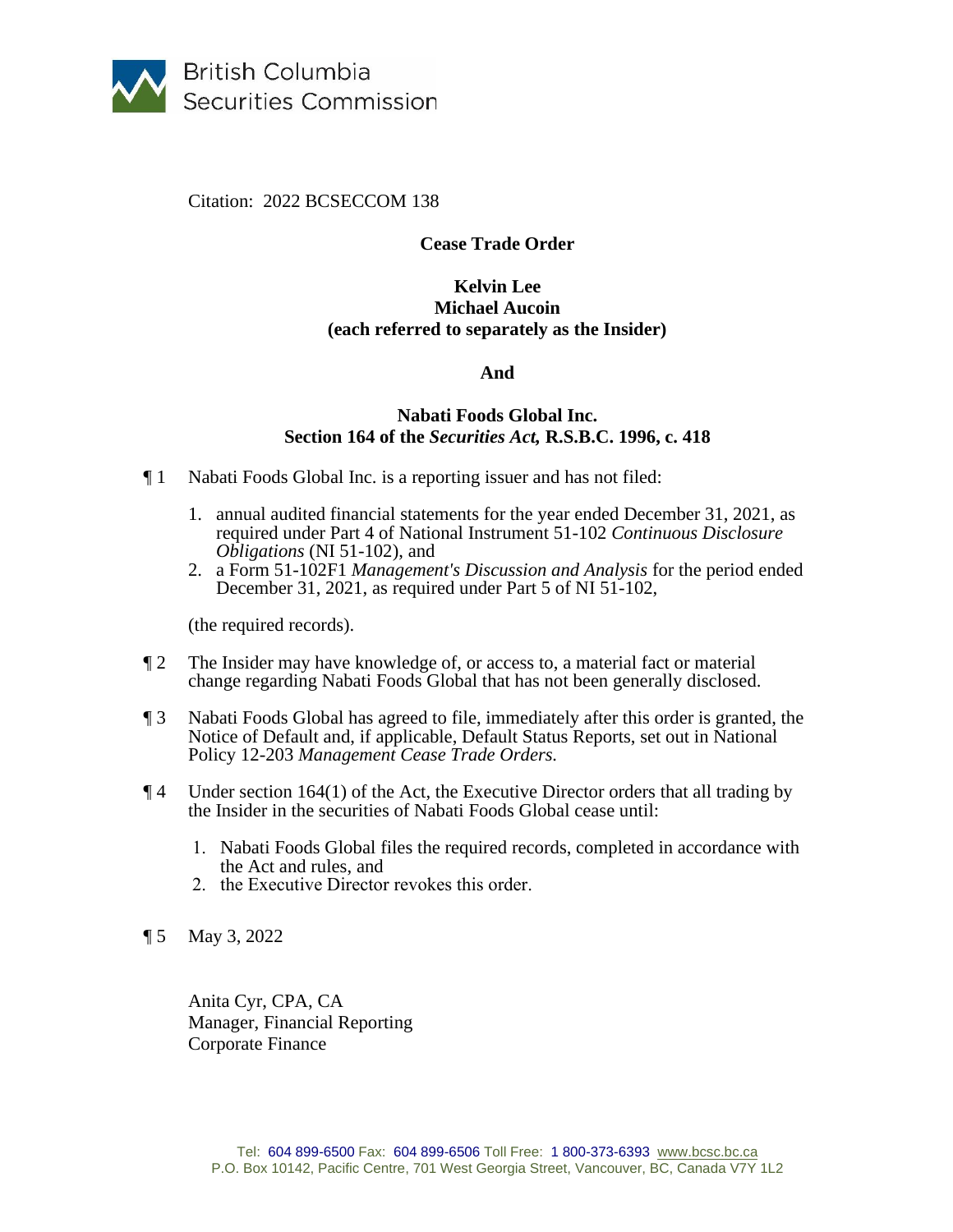British Columbia Securities Commission

Citation: 2022 BCSECCOM 138

**Cease Trade Order**

**Kelvin Lee**
**Michael Aucoin**
**(each referred to separately as the Insider)**

**And**

**Nabati Foods Global Inc.**
**Section 164 of the *Securities Act,* R.S.B.C. 1996, c. 418**

¶ 1 Nabati Foods Global Inc. is a reporting issuer and has not filed:

1. annual audited financial statements for the year ended December 31, 2021, as required under Part 4 of National Instrument 51-102 *Continuous Disclosure Obligations* (NI 51-102), and
2. a Form 51-102F1 *Management's Discussion and Analysis* for the period ended December 31, 2021, as required under Part 5 of NI 51-102,

(the required records).

¶ 2 The Insider may have knowledge of, or access to, a material fact or material change regarding Nabati Foods Global that has not been generally disclosed.

¶ 3 Nabati Foods Global has agreed to file, immediately after this order is granted, the Notice of Default and, if applicable, Default Status Reports, set out in National Policy 12-203 *Management Cease Trade Orders.*

¶ 4 Under section 164(1) of the Act, the Executive Director orders that all trading by the Insider in the securities of Nabati Foods Global cease until:

1. Nabati Foods Global files the required records, completed in accordance with the Act and rules, and
2. the Executive Director revokes this order.

¶ 5 May 3, 2022

Anita Cyr, CPA, CA
Manager, Financial Reporting
Corporate Finance

Tel: 604 899-6500 Fax: 604 899-6506 Toll Free: 1 800-373-6393 www.bcsc.bc.ca
P.O. Box 10142, Pacific Centre, 701 West Georgia Street, Vancouver, BC, Canada V7Y 1L2